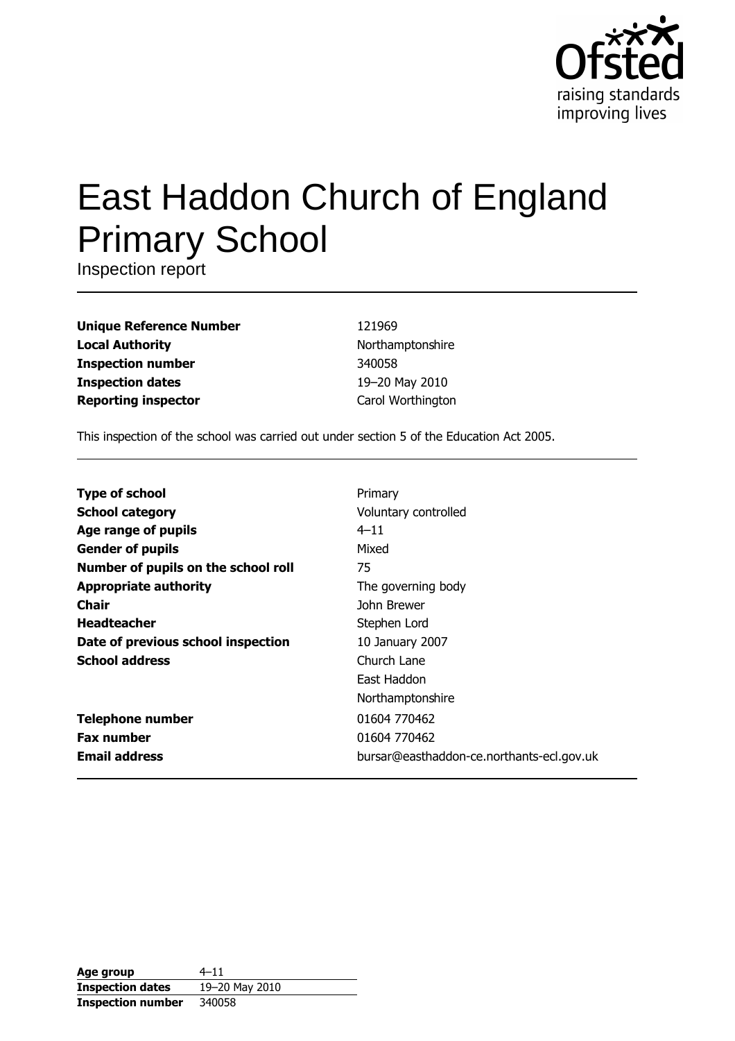Ofsted
raising standards
improving lives

# East Haddon Church of England Primary School

Inspection report

| | |
|---|---|
| **Unique Reference Number** | 121969 |
| **Local Authority** | Northamptonshire |
| **Inspection number** | 340058 |
| **Inspection dates** | 19–20 May 2010 |
| **Reporting inspector** | Carol Worthington |

This inspection of the school was carried out under section 5 of the Education Act 2005.

| | |
|---|---|
| **Type of school** | Primary |
| **School category** | Voluntary controlled |
| **Age range of pupils** | 4–11 |
| **Gender of pupils** | Mixed |
| **Number of pupils on the school roll** | 75 |
| **Appropriate authority** | The governing body |
| **Chair** | John Brewer |
| **Headteacher** | Stephen Lord |
| **Date of previous school inspection** | 10 January 2007 |
| **School address** | Church Lane<br>East Haddon<br>Northamptonshire |
| **Telephone number** | 01604 770462 |
| **Fax number** | 01604 770462 |
| **Email address** | bursar@easthaddon-ce.northants-ecl.gov.uk |

| | |
|---|---|
| **Age group** | 4–11 |
| **Inspection dates** | 19–20 May 2010 |
| **Inspection number** | 340058 |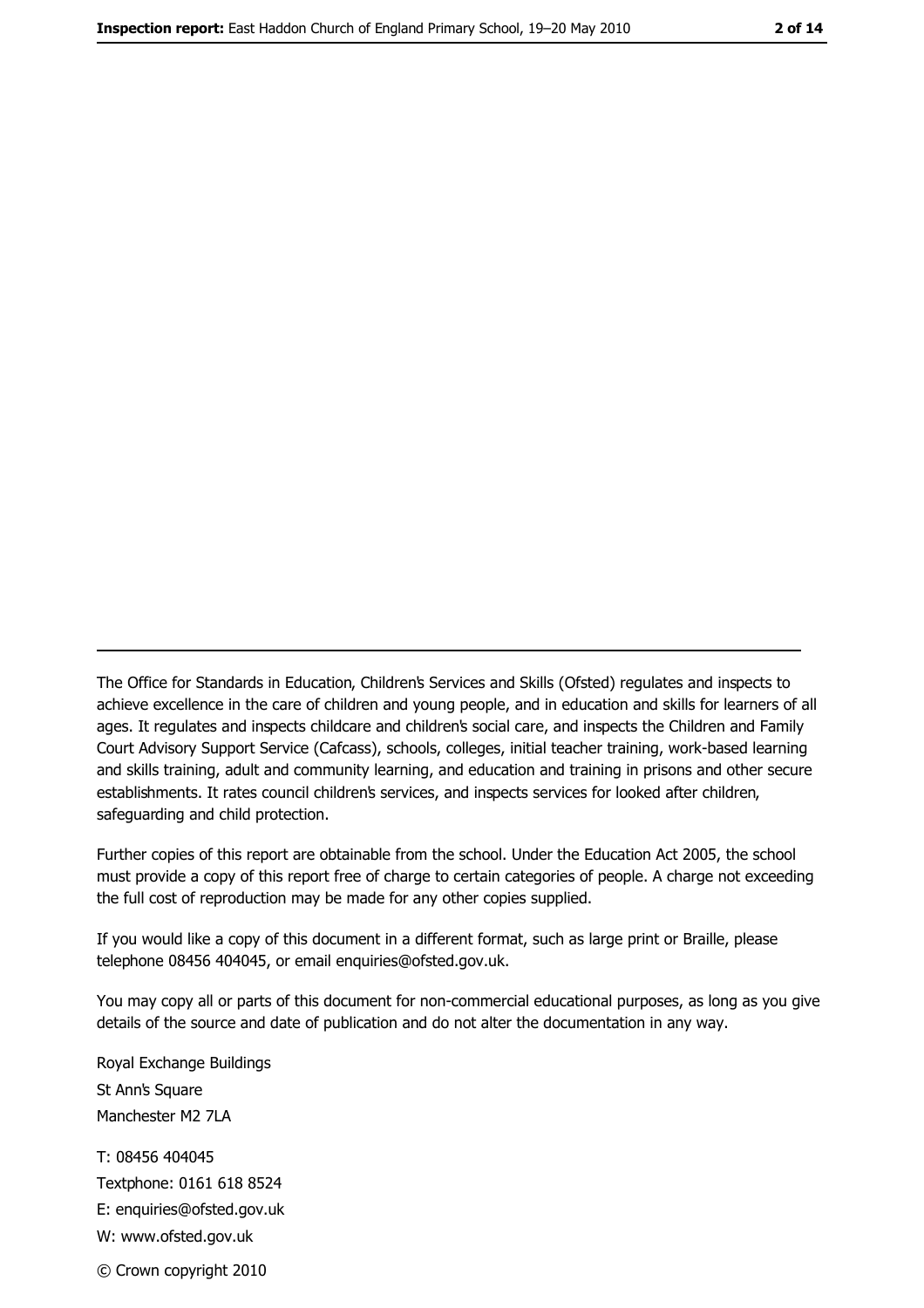The Office for Standards in Education, Children's Services and Skills (Ofsted) regulates and inspects to achieve excellence in the care of children and young people, and in education and skills for learners of all ages. It regulates and inspects childcare and children's social care, and inspects the Children and Family Court Advisory Support Service (Cafcass), schools, colleges, initial teacher training, work-based learning and skills training, adult and community learning, and education and training in prisons and other secure establishments. It rates council children's services, and inspects services for looked after children, safeguarding and child protection.

Further copies of this report are obtainable from the school. Under the Education Act 2005, the school must provide a copy of this report free of charge to certain categories of people. A charge not exceeding the full cost of reproduction may be made for any other copies supplied.

If you would like a copy of this document in a different format, such as large print or Braille, please telephone 08456 404045, or email enquiries@ofsted.gov.uk.

You may copy all or parts of this document for non-commercial educational purposes, as long as you give details of the source and date of publication and do not alter the documentation in any way.

Royal Exchange Buildings
St Ann's Square
Manchester M2 7LA

T: 08456 404045
Textphone: 0161 618 8524
E: enquiries@ofsted.gov.uk
W: www.ofsted.gov.uk

© Crown copyright 2010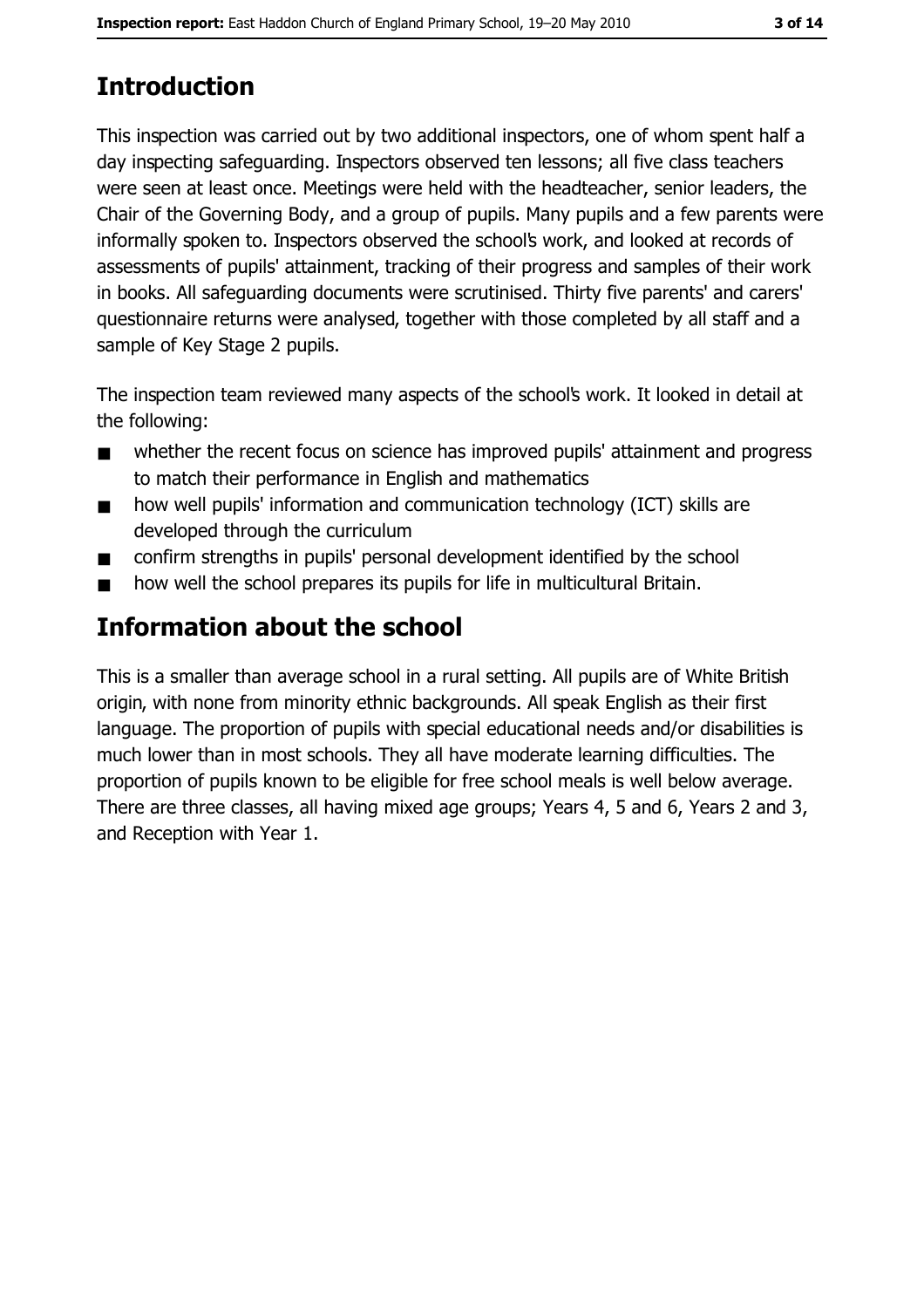# Introduction

This inspection was carried out by two additional inspectors, one of whom spent half a day inspecting safeguarding. Inspectors observed ten lessons; all five class teachers were seen at least once. Meetings were held with the headteacher, senior leaders, the Chair of the Governing Body, and a group of pupils. Many pupils and a few parents were informally spoken to. Inspectors observed the school's work, and looked at records of assessments of pupils' attainment, tracking of their progress and samples of their work in books. All safeguarding documents were scrutinised. Thirty five parents' and carers' questionnaire returns were analysed, together with those completed by all staff and a sample of Key Stage 2 pupils.

The inspection team reviewed many aspects of the school's work. It looked in detail at the following:

- whether the recent focus on science has improved pupils' attainment and progress to match their performance in English and mathematics
- how well pupils' information and communication technology (ICT) skills are developed through the curriculum
- confirm strengths in pupils' personal development identified by the school
- how well the school prepares its pupils for life in multicultural Britain.

# Information about the school

This is a smaller than average school in a rural setting. All pupils are of White British origin, with none from minority ethnic backgrounds. All speak English as their first language. The proportion of pupils with special educational needs and/or disabilities is much lower than in most schools. They all have moderate learning difficulties. The proportion of pupils known to be eligible for free school meals is well below average. There are three classes, all having mixed age groups; Years 4, 5 and 6, Years 2 and 3, and Reception with Year 1.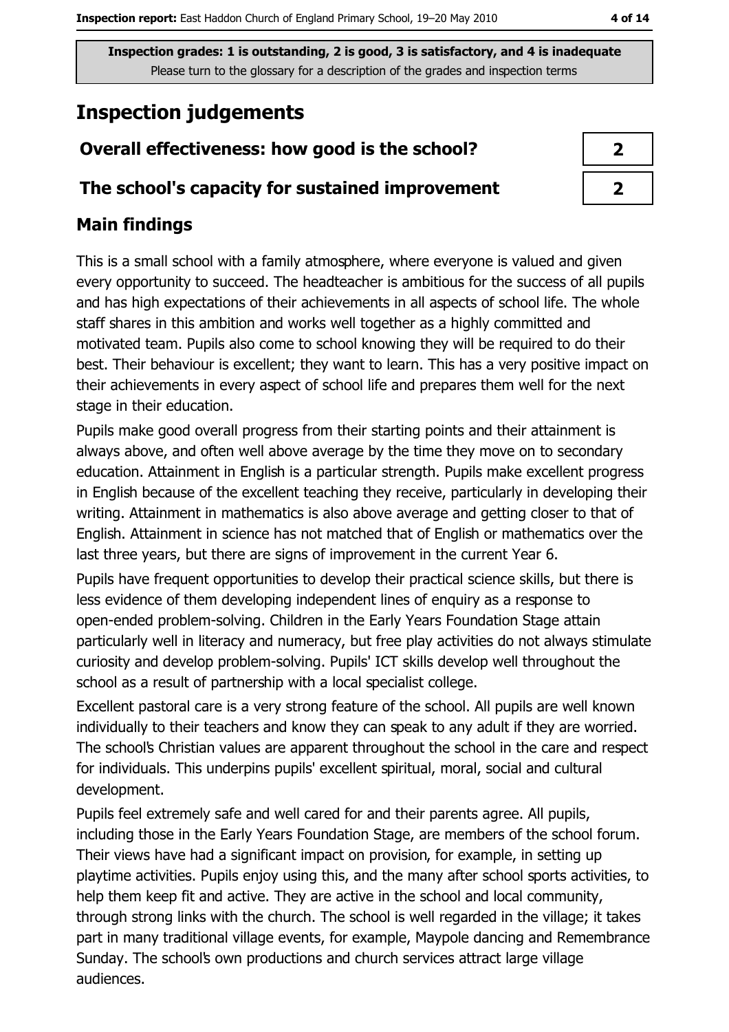Inspection grades: 1 is outstanding, 2 is good, 3 is satisfactory, and 4 is inadequate
Please turn to the glossary for a description of the grades and inspection terms

# Inspection judgements

| Overall effectiveness: how good is the school? | 2 |
|---|---|
| The school's capacity for sustained improvement | 2 |

## Main findings

This is a small school with a family atmosphere, where everyone is valued and given every opportunity to succeed. The headteacher is ambitious for the success of all pupils and has high expectations of their achievements in all aspects of school life. The whole staff shares in this ambition and works well together as a highly committed and motivated team. Pupils also come to school knowing they will be required to do their best. Their behaviour is excellent; they want to learn. This has a very positive impact on their achievements in every aspect of school life and prepares them well for the next stage in their education.

Pupils make good overall progress from their starting points and their attainment is always above, and often well above average by the time they move on to secondary education. Attainment in English is a particular strength. Pupils make excellent progress in English because of the excellent teaching they receive, particularly in developing their writing. Attainment in mathematics is also above average and getting closer to that of English. Attainment in science has not matched that of English or mathematics over the last three years, but there are signs of improvement in the current Year 6.

Pupils have frequent opportunities to develop their practical science skills, but there is less evidence of them developing independent lines of enquiry as a response to open-ended problem-solving. Children in the Early Years Foundation Stage attain particularly well in literacy and numeracy, but free play activities do not always stimulate curiosity and develop problem-solving. Pupils' ICT skills develop well throughout the school as a result of partnership with a local specialist college.

Excellent pastoral care is a very strong feature of the school. All pupils are well known individually to their teachers and know they can speak to any adult if they are worried. The school's Christian values are apparent throughout the school in the care and respect for individuals. This underpins pupils' excellent spiritual, moral, social and cultural development.

Pupils feel extremely safe and well cared for and their parents agree. All pupils, including those in the Early Years Foundation Stage, are members of the school forum. Their views have had a significant impact on provision, for example, in setting up playtime activities. Pupils enjoy using this, and the many after school sports activities, to help them keep fit and active. They are active in the school and local community, through strong links with the church. The school is well regarded in the village; it takes part in many traditional village events, for example, Maypole dancing and Remembrance Sunday. The school's own productions and church services attract large village audiences.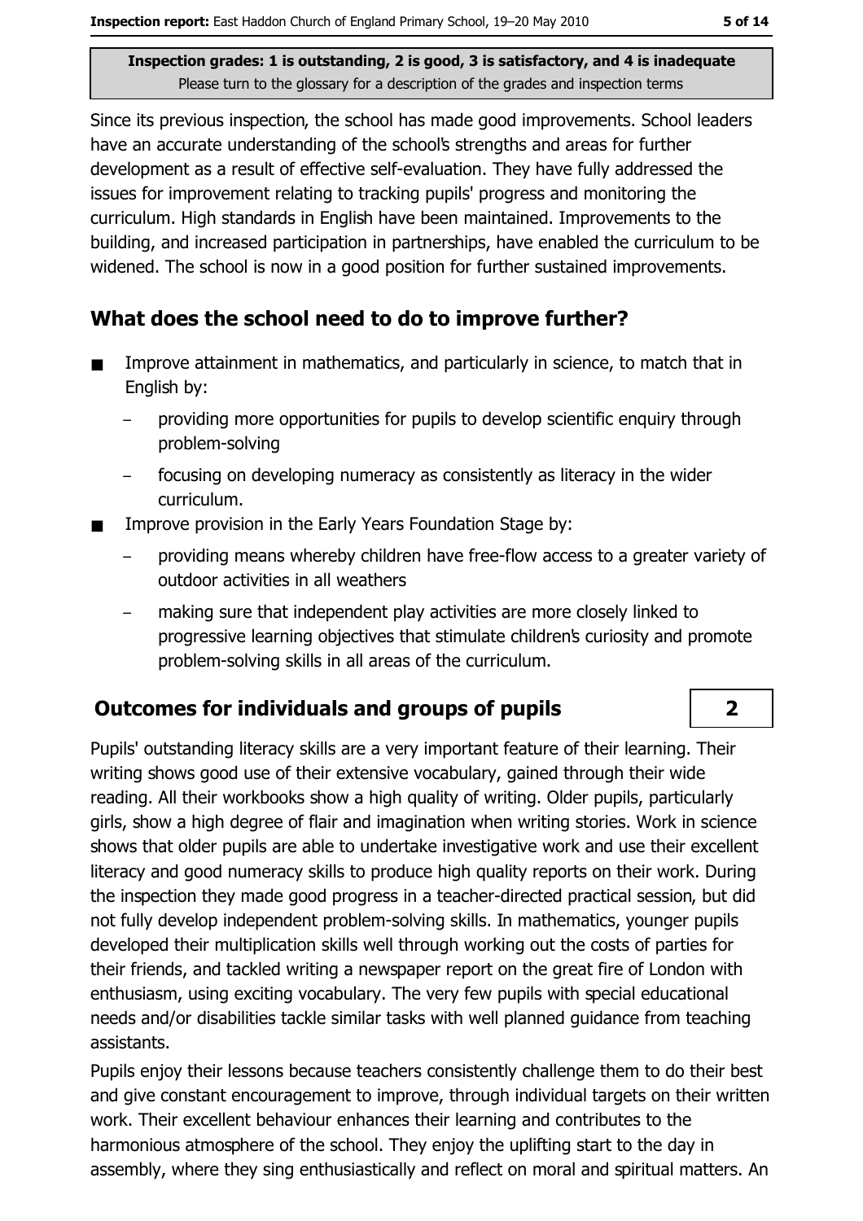Since its previous inspection, the school has made good improvements. School leaders have an accurate understanding of the school's strengths and areas for further development as a result of effective self-evaluation. They have fully addressed the issues for improvement relating to tracking pupils' progress and monitoring the curriculum. High standards in English have been maintained. Improvements to the building, and increased participation in partnerships, have enabled the curriculum to be widened. The school is now in a good position for further sustained improvements.

## What does the school need to do to improve further?

- Improve attainment in mathematics, and particularly in science, to match that in English by:
  - providing more opportunities for pupils to develop scientific enquiry through problem-solving
  - focusing on developing numeracy as consistently as literacy in the wider curriculum.
- Improve provision in the Early Years Foundation Stage by:
  - providing means whereby children have free-flow access to a greater variety of outdoor activities in all weathers
  - making sure that independent play activities are more closely linked to progressive learning objectives that stimulate children's curiosity and promote problem-solving skills in all areas of the curriculum.

## Outcomes for individuals and groups of pupils — 2

Pupils' outstanding literacy skills are a very important feature of their learning. Their writing shows good use of their extensive vocabulary, gained through their wide reading. All their workbooks show a high quality of writing. Older pupils, particularly girls, show a high degree of flair and imagination when writing stories. Work in science shows that older pupils are able to undertake investigative work and use their excellent literacy and good numeracy skills to produce high quality reports on their work. During the inspection they made good progress in a teacher-directed practical session, but did not fully develop independent problem-solving skills. In mathematics, younger pupils developed their multiplication skills well through working out the costs of parties for their friends, and tackled writing a newspaper report on the great fire of London with enthusiasm, using exciting vocabulary. The very few pupils with special educational needs and/or disabilities tackle similar tasks with well planned guidance from teaching assistants.

Pupils enjoy their lessons because teachers consistently challenge them to do their best and give constant encouragement to improve, through individual targets on their written work. Their excellent behaviour enhances their learning and contributes to the harmonious atmosphere of the school. They enjoy the uplifting start to the day in assembly, where they sing enthusiastically and reflect on moral and spiritual matters. An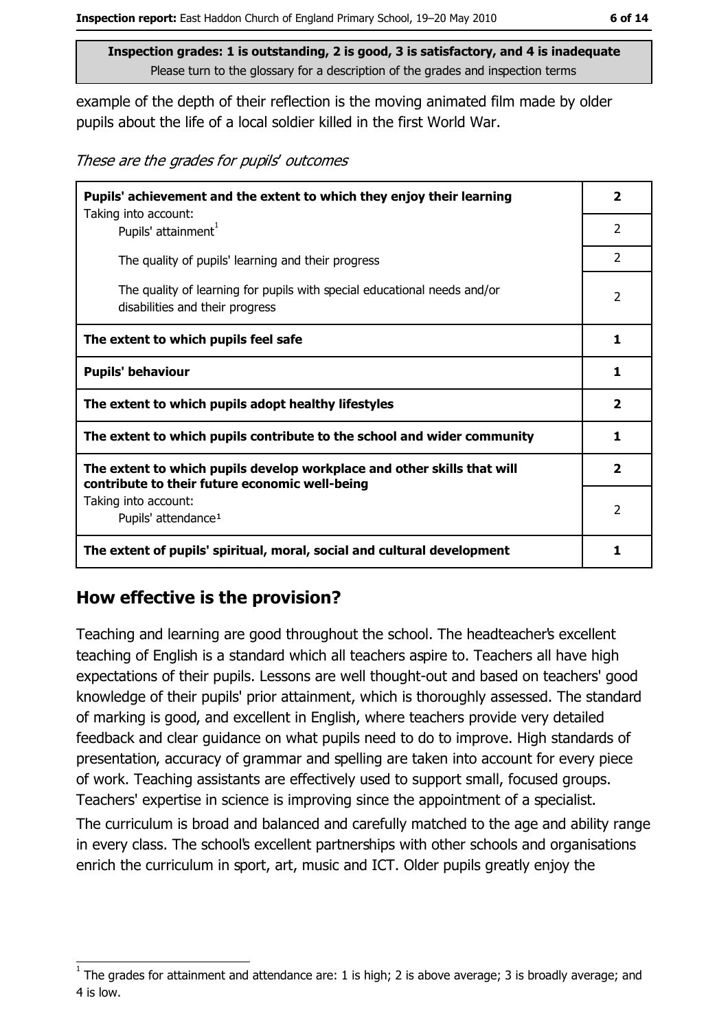**Inspection grades: 1 is outstanding, 2 is good, 3 is satisfactory, and 4 is inadequate**
Please turn to the glossary for a description of the grades and inspection terms

example of the depth of their reflection is the moving animated film made by older pupils about the life of a local soldier killed in the first World War.

*These are the grades for pupils' outcomes*

| | |
|---|---|
| **Pupils' achievement and the extent to which they enjoy their learning** | **2** |
| Taking into account: Pupils' attainment[1] | 2 |
| The quality of pupils' learning and their progress | 2 |
| The quality of learning for pupils with special educational needs and/or disabilities and their progress | 2 |
| **The extent to which pupils feel safe** | **1** |
| **Pupils' behaviour** | **1** |
| **The extent to which pupils adopt healthy lifestyles** | **2** |
| **The extent to which pupils contribute to the school and wider community** | **1** |
| **The extent to which pupils develop workplace and other skills that will contribute to their future economic well-being** | **2** |
| Taking into account: Pupils' attendance[1] | 2 |
| **The extent of pupils' spiritual, moral, social and cultural development** | **1** |

## How effective is the provision?

Teaching and learning are good throughout the school. The headteacher's excellent teaching of English is a standard which all teachers aspire to. Teachers all have high expectations of their pupils. Lessons are well thought-out and based on teachers' good knowledge of their pupils' prior attainment, which is thoroughly assessed. The standard of marking is good, and excellent in English, where teachers provide very detailed feedback and clear guidance on what pupils need to do to improve. High standards of presentation, accuracy of grammar and spelling are taken into account for every piece of work. Teaching assistants are effectively used to support small, focused groups. Teachers' expertise in science is improving since the appointment of a specialist.

The curriculum is broad and balanced and carefully matched to the age and ability range in every class. The school's excellent partnerships with other schools and organisations enrich the curriculum in sport, art, music and ICT. Older pupils greatly enjoy the

[1] The grades for attainment and attendance are: 1 is high; 2 is above average; 3 is broadly average; and 4 is low.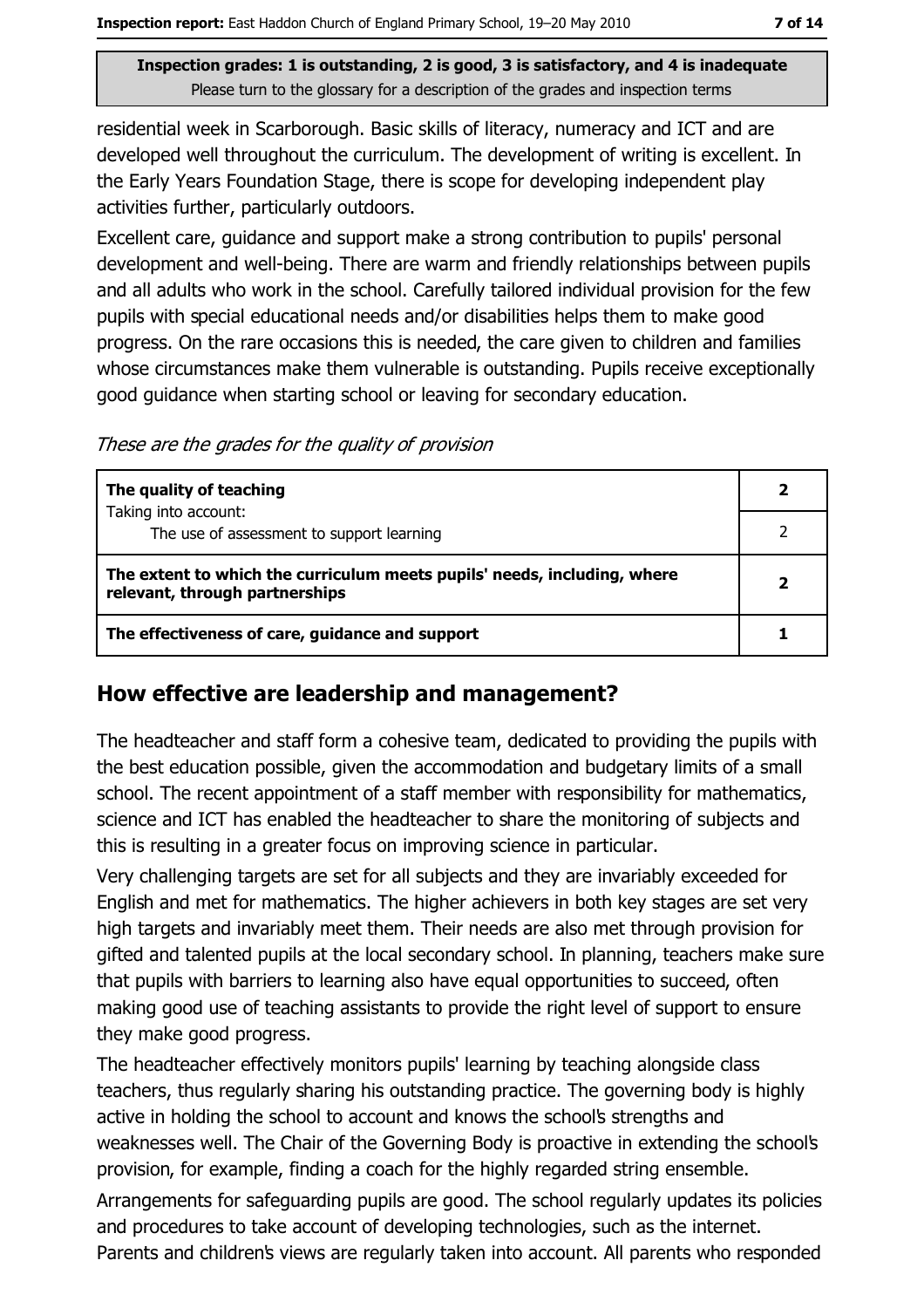Inspection grades: 1 is outstanding, 2 is good, 3 is satisfactory, and 4 is inadequate
Please turn to the glossary for a description of the grades and inspection terms

residential week in Scarborough. Basic skills of literacy, numeracy and ICT and are developed well throughout the curriculum. The development of writing is excellent. In the Early Years Foundation Stage, there is scope for developing independent play activities further, particularly outdoors.

Excellent care, guidance and support make a strong contribution to pupils' personal development and well-being. There are warm and friendly relationships between pupils and all adults who work in the school. Carefully tailored individual provision for the few pupils with special educational needs and/or disabilities helps them to make good progress. On the rare occasions this is needed, the care given to children and families whose circumstances make them vulnerable is outstanding. Pupils receive exceptionally good guidance when starting school or leaving for secondary education.

*These are the grades for the quality of provision*

| | |
|---|---|
| **The quality of teaching**<br>Taking into account: | **2** |
| The use of assessment to support learning | 2 |
| **The extent to which the curriculum meets pupils' needs, including, where relevant, through partnerships** | **2** |
| **The effectiveness of care, guidance and support** | **1** |

## How effective are leadership and management?

The headteacher and staff form a cohesive team, dedicated to providing the pupils with the best education possible, given the accommodation and budgetary limits of a small school. The recent appointment of a staff member with responsibility for mathematics, science and ICT has enabled the headteacher to share the monitoring of subjects and this is resulting in a greater focus on improving science in particular.

Very challenging targets are set for all subjects and they are invariably exceeded for English and met for mathematics. The higher achievers in both key stages are set very high targets and invariably meet them. Their needs are also met through provision for gifted and talented pupils at the local secondary school. In planning, teachers make sure that pupils with barriers to learning also have equal opportunities to succeed, often making good use of teaching assistants to provide the right level of support to ensure they make good progress.

The headteacher effectively monitors pupils' learning by teaching alongside class teachers, thus regularly sharing his outstanding practice. The governing body is highly active in holding the school to account and knows the school's strengths and weaknesses well. The Chair of the Governing Body is proactive in extending the school's provision, for example, finding a coach for the highly regarded string ensemble.

Arrangements for safeguarding pupils are good. The school regularly updates its policies and procedures to take account of developing technologies, such as the internet. Parents and children's views are regularly taken into account. All parents who responded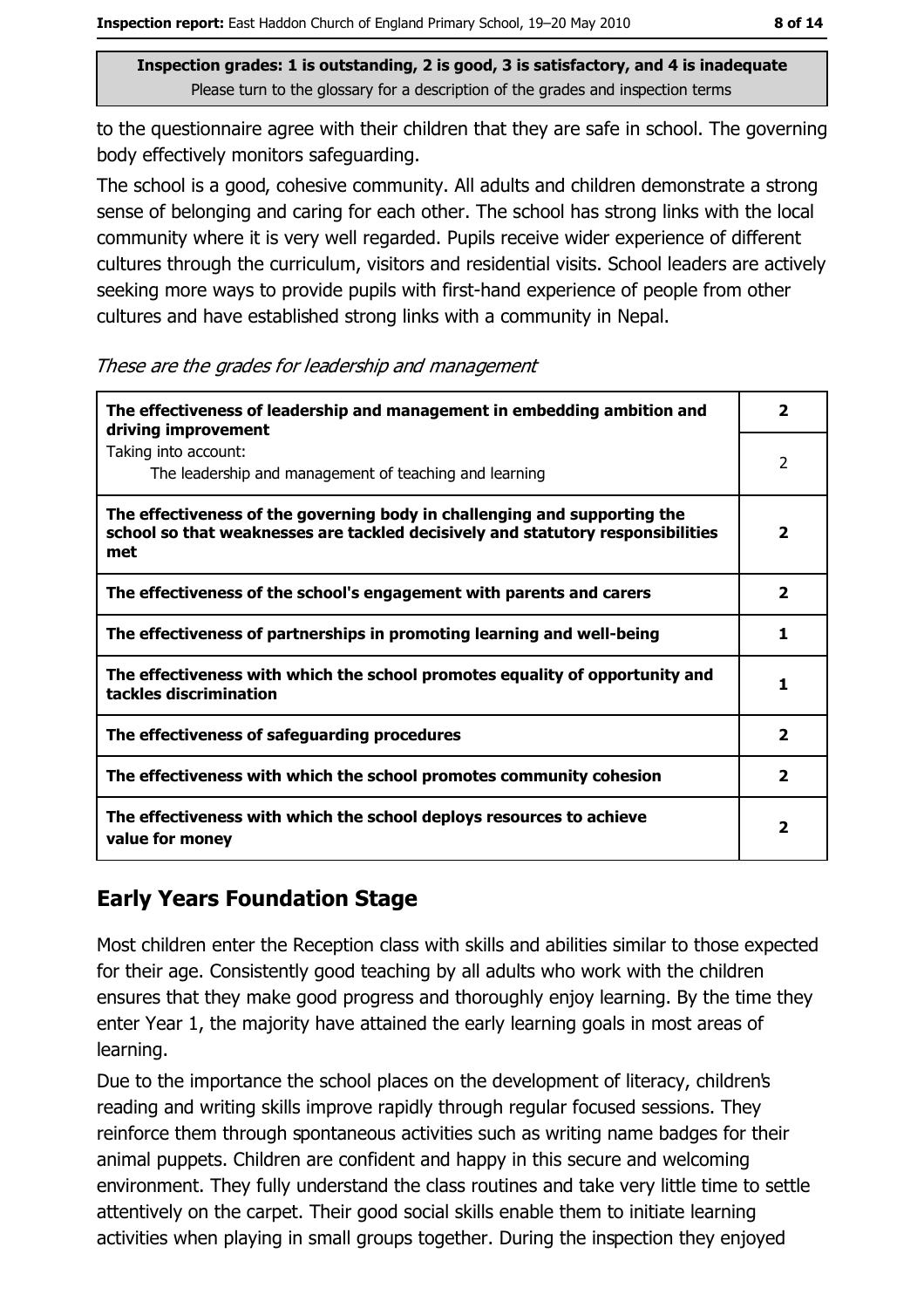Inspection grades: 1 is outstanding, 2 is good, 3 is satisfactory, and 4 is inadequate
Please turn to the glossary for a description of the grades and inspection terms

to the questionnaire agree with their children that they are safe in school. The governing body effectively monitors safeguarding.

The school is a good, cohesive community. All adults and children demonstrate a strong sense of belonging and caring for each other. The school has strong links with the local community where it is very well regarded. Pupils receive wider experience of different cultures through the curriculum, visitors and residential visits. School leaders are actively seeking more ways to provide pupils with first-hand experience of people from other cultures and have established strong links with a community in Nepal.

*These are the grades for leadership and management*

| | |
|---|---|
| **The effectiveness of leadership and management in embedding ambition and driving improvement** | **2** |
| Taking into account: The leadership and management of teaching and learning | 2 |
| **The effectiveness of the governing body in challenging and supporting the school so that weaknesses are tackled decisively and statutory responsibilities met** | **2** |
| **The effectiveness of the school's engagement with parents and carers** | **2** |
| **The effectiveness of partnerships in promoting learning and well-being** | **1** |
| **The effectiveness with which the school promotes equality of opportunity and tackles discrimination** | **1** |
| **The effectiveness of safeguarding procedures** | **2** |
| **The effectiveness with which the school promotes community cohesion** | **2** |
| **The effectiveness with which the school deploys resources to achieve value for money** | **2** |

## Early Years Foundation Stage

Most children enter the Reception class with skills and abilities similar to those expected for their age. Consistently good teaching by all adults who work with the children ensures that they make good progress and thoroughly enjoy learning. By the time they enter Year 1, the majority have attained the early learning goals in most areas of learning.

Due to the importance the school places on the development of literacy, children's reading and writing skills improve rapidly through regular focused sessions. They reinforce them through spontaneous activities such as writing name badges for their animal puppets. Children are confident and happy in this secure and welcoming environment. They fully understand the class routines and take very little time to settle attentively on the carpet. Their good social skills enable them to initiate learning activities when playing in small groups together. During the inspection they enjoyed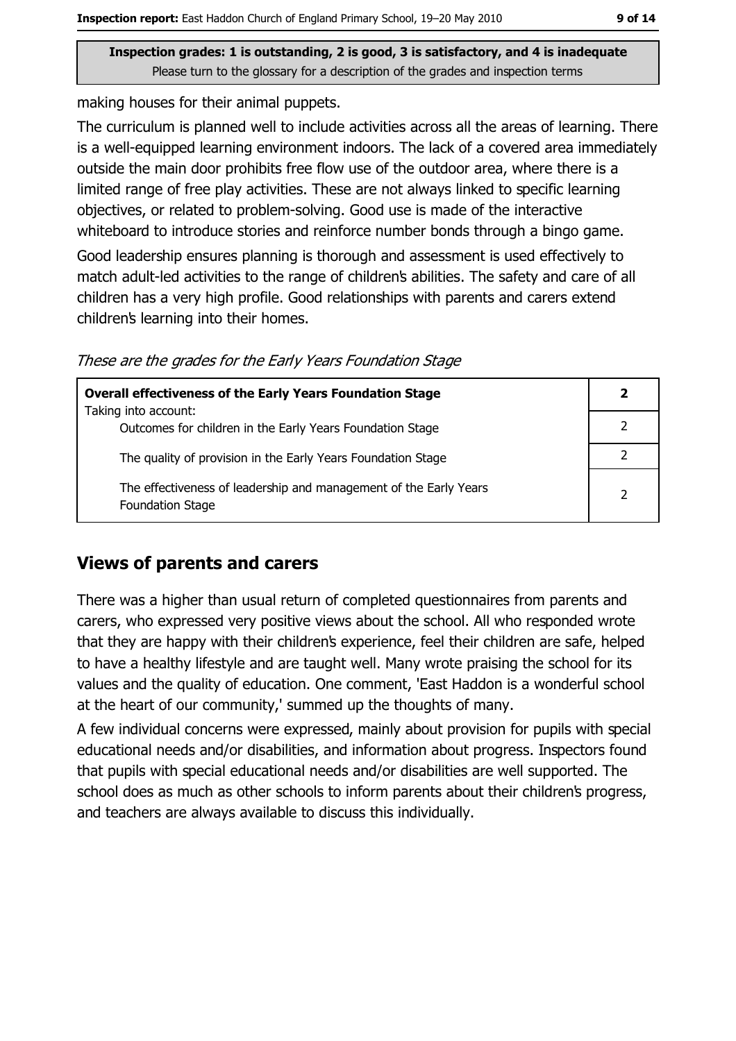**Inspection grades: 1 is outstanding, 2 is good, 3 is satisfactory, and 4 is inadequate**
Please turn to the glossary for a description of the grades and inspection terms

making houses for their animal puppets.

The curriculum is planned well to include activities across all the areas of learning. There is a well-equipped learning environment indoors. The lack of a covered area immediately outside the main door prohibits free flow use of the outdoor area, where there is a limited range of free play activities. These are not always linked to specific learning objectives, or related to problem-solving. Good use is made of the interactive whiteboard to introduce stories and reinforce number bonds through a bingo game.

Good leadership ensures planning is thorough and assessment is used effectively to match adult-led activities to the range of children's abilities. The safety and care of all children has a very high profile. Good relationships with parents and carers extend children's learning into their homes.

*These are the grades for the Early Years Foundation Stage*

| **Overall effectiveness of the Early Years Foundation Stage** | **2** |
|---|---|
| Taking into account: Outcomes for children in the Early Years Foundation Stage | 2 |
| The quality of provision in the Early Years Foundation Stage | 2 |
| The effectiveness of leadership and management of the Early Years Foundation Stage | 2 |

## Views of parents and carers

There was a higher than usual return of completed questionnaires from parents and carers, who expressed very positive views about the school. All who responded wrote that they are happy with their children's experience, feel their children are safe, helped to have a healthy lifestyle and are taught well. Many wrote praising the school for its values and the quality of education. One comment, 'East Haddon is a wonderful school at the heart of our community,' summed up the thoughts of many.

A few individual concerns were expressed, mainly about provision for pupils with special educational needs and/or disabilities, and information about progress. Inspectors found that pupils with special educational needs and/or disabilities are well supported. The school does as much as other schools to inform parents about their children's progress, and teachers are always available to discuss this individually.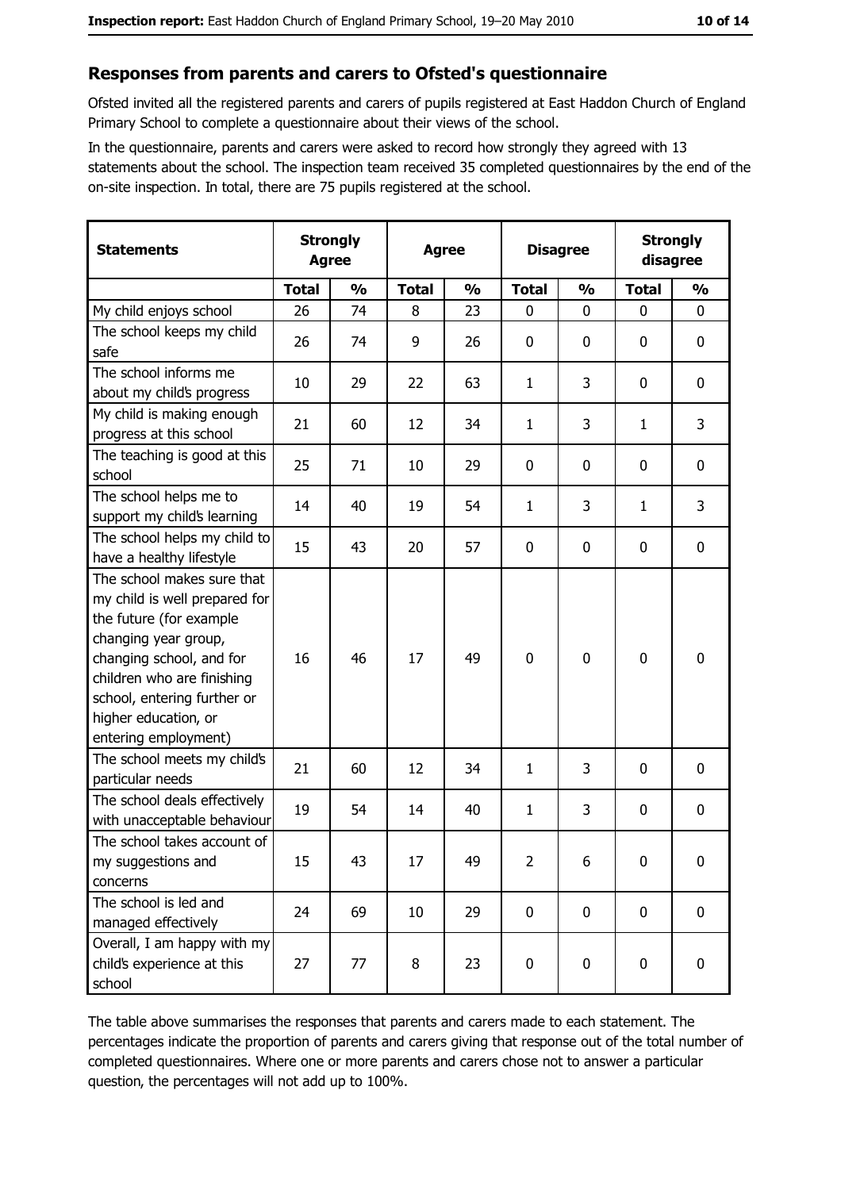## Responses from parents and carers to Ofsted's questionnaire

Ofsted invited all the registered parents and carers of pupils registered at East Haddon Church of England Primary School to complete a questionnaire about their views of the school.

In the questionnaire, parents and carers were asked to record how strongly they agreed with 13 statements about the school. The inspection team received 35 completed questionnaires by the end of the on-site inspection. In total, there are 75 pupils registered at the school.

| Statements | Strongly Agree | | Agree | | Disagree | | Strongly disagree | |
|---|---|---|---|---|---|---|---|---|
| | Total | % | Total | % | Total | % | Total | % |
| My child enjoys school | 26 | 74 | 8 | 23 | 0 | 0 | 0 | 0 |
| The school keeps my child safe | 26 | 74 | 9 | 26 | 0 | 0 | 0 | 0 |
| The school informs me about my child's progress | 10 | 29 | 22 | 63 | 1 | 3 | 0 | 0 |
| My child is making enough progress at this school | 21 | 60 | 12 | 34 | 1 | 3 | 1 | 3 |
| The teaching is good at this school | 25 | 71 | 10 | 29 | 0 | 0 | 0 | 0 |
| The school helps me to support my child's learning | 14 | 40 | 19 | 54 | 1 | 3 | 1 | 3 |
| The school helps my child to have a healthy lifestyle | 15 | 43 | 20 | 57 | 0 | 0 | 0 | 0 |
| The school makes sure that my child is well prepared for the future (for example changing year group, changing school, and for children who are finishing school, entering further or higher education, or entering employment) | 16 | 46 | 17 | 49 | 0 | 0 | 0 | 0 |
| The school meets my child's particular needs | 21 | 60 | 12 | 34 | 1 | 3 | 0 | 0 |
| The school deals effectively with unacceptable behaviour | 19 | 54 | 14 | 40 | 1 | 3 | 0 | 0 |
| The school takes account of my suggestions and concerns | 15 | 43 | 17 | 49 | 2 | 6 | 0 | 0 |
| The school is led and managed effectively | 24 | 69 | 10 | 29 | 0 | 0 | 0 | 0 |
| Overall, I am happy with my child's experience at this school | 27 | 77 | 8 | 23 | 0 | 0 | 0 | 0 |

The table above summarises the responses that parents and carers made to each statement. The percentages indicate the proportion of parents and carers giving that response out of the total number of completed questionnaires. Where one or more parents and carers chose not to answer a particular question, the percentages will not add up to 100%.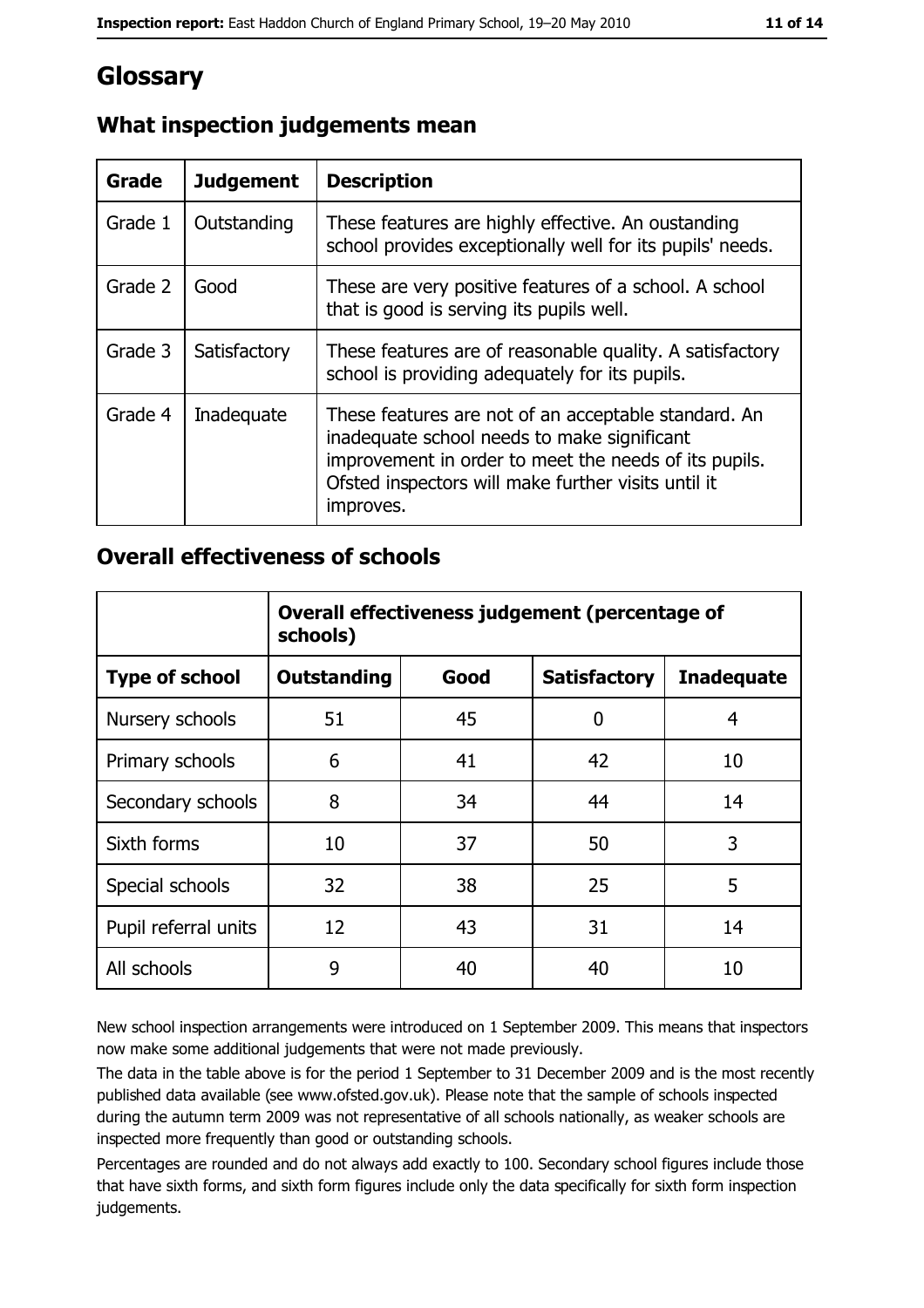# Glossary

## What inspection judgements mean

| Grade | Judgement | Description |
|---|---|---|
| Grade 1 | Outstanding | These features are highly effective. An oustanding school provides exceptionally well for its pupils' needs. |
| Grade 2 | Good | These are very positive features of a school. A school that is good is serving its pupils well. |
| Grade 3 | Satisfactory | These features are of reasonable quality. A satisfactory school is providing adequately for its pupils. |
| Grade 4 | Inadequate | These features are not of an acceptable standard. An inadequate school needs to make significant improvement in order to meet the needs of its pupils. Ofsted inspectors will make further visits until it improves. |

## Overall effectiveness of schools

| | Overall effectiveness judgement (percentage of schools) | | | |
|---|---|---|---|---|
| **Type of school** | **Outstanding** | **Good** | **Satisfactory** | **Inadequate** |
| Nursery schools | 51 | 45 | 0 | 4 |
| Primary schools | 6 | 41 | 42 | 10 |
| Secondary schools | 8 | 34 | 44 | 14 |
| Sixth forms | 10 | 37 | 50 | 3 |
| Special schools | 32 | 38 | 25 | 5 |
| Pupil referral units | 12 | 43 | 31 | 14 |
| All schools | 9 | 40 | 40 | 10 |

New school inspection arrangements were introduced on 1 September 2009. This means that inspectors now make some additional judgements that were not made previously.

The data in the table above is for the period 1 September to 31 December 2009 and is the most recently published data available (see www.ofsted.gov.uk). Please note that the sample of schools inspected during the autumn term 2009 was not representative of all schools nationally, as weaker schools are inspected more frequently than good or outstanding schools.

Percentages are rounded and do not always add exactly to 100. Secondary school figures include those that have sixth forms, and sixth form figures include only the data specifically for sixth form inspection judgements.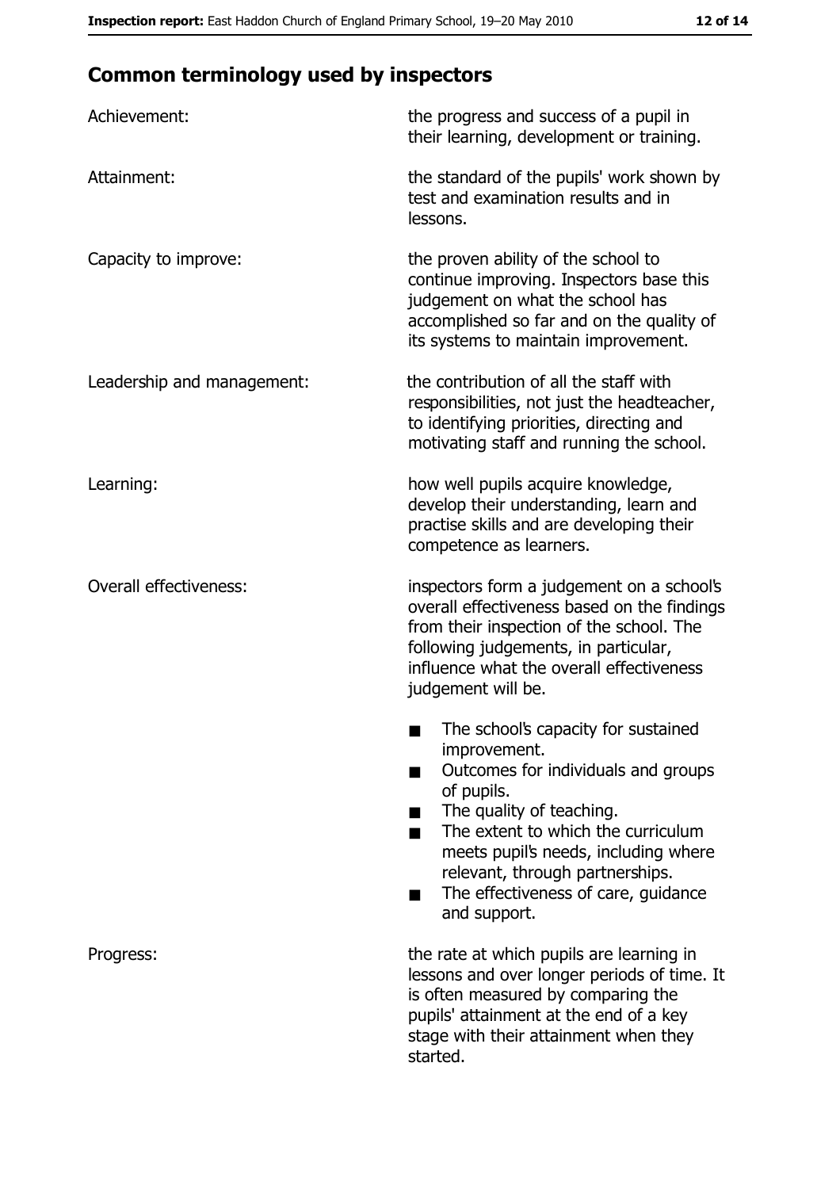## Common terminology used by inspectors

| | |
|---|---|
| Achievement: | the progress and success of a pupil in their learning, development or training. |
| Attainment: | the standard of the pupils' work shown by test and examination results and in lessons. |
| Capacity to improve: | the proven ability of the school to continue improving. Inspectors base this judgement on what the school has accomplished so far and on the quality of its systems to maintain improvement. |
| Leadership and management: | the contribution of all the staff with responsibilities, not just the headteacher, to identifying priorities, directing and motivating staff and running the school. |
| Learning: | how well pupils acquire knowledge, develop their understanding, learn and practise skills and are developing their competence as learners. |
| Overall effectiveness: | inspectors form a judgement on a school's overall effectiveness based on the findings from their inspection of the school. The following judgements, in particular, influence what the overall effectiveness judgement will be.<br>■ The school's capacity for sustained improvement.<br>■ Outcomes for individuals and groups of pupils.<br>■ The quality of teaching.<br>■ The extent to which the curriculum meets pupil's needs, including where relevant, through partnerships.<br>■ The effectiveness of care, guidance and support. |
| Progress: | the rate at which pupils are learning in lessons and over longer periods of time. It is often measured by comparing the pupils' attainment at the end of a key stage with their attainment when they started. |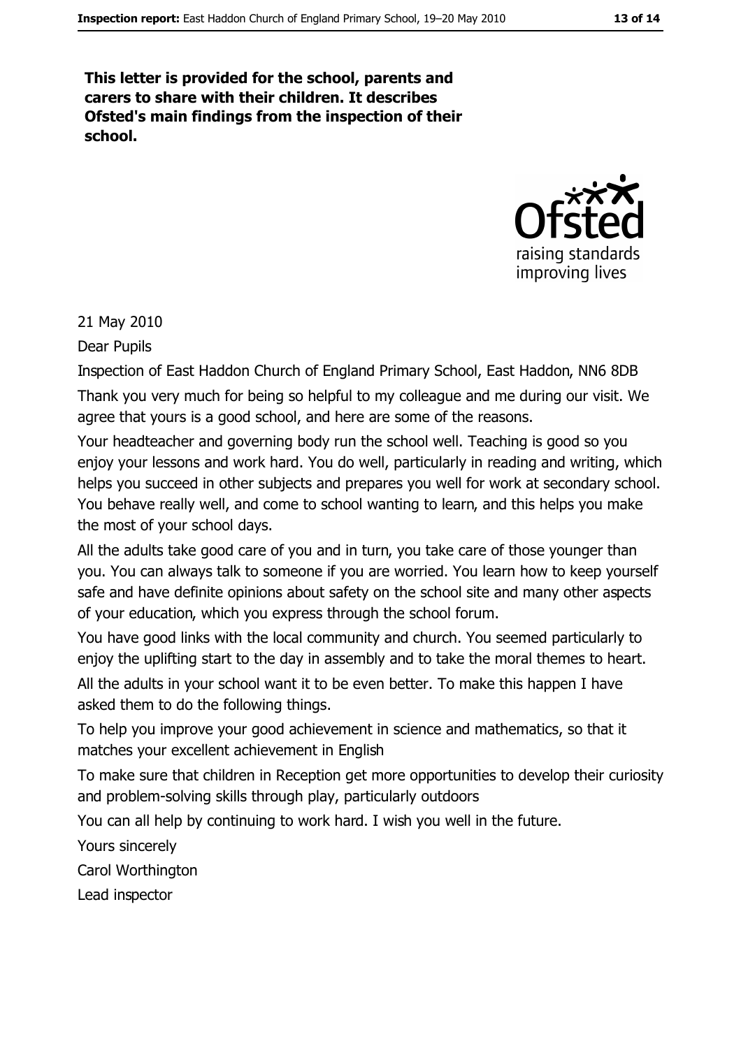**This letter is provided for the school, parents and carers to share with their children. It describes Ofsted's main findings from the inspection of their school.**

21 May 2010

Dear Pupils

Inspection of East Haddon Church of England Primary School, East Haddon, NN6 8DB

Thank you very much for being so helpful to my colleague and me during our visit. We agree that yours is a good school, and here are some of the reasons.

Your headteacher and governing body run the school well. Teaching is good so you enjoy your lessons and work hard. You do well, particularly in reading and writing, which helps you succeed in other subjects and prepares you well for work at secondary school. You behave really well, and come to school wanting to learn, and this helps you make the most of your school days.

All the adults take good care of you and in turn, you take care of those younger than you. You can always talk to someone if you are worried. You learn how to keep yourself safe and have definite opinions about safety on the school site and many other aspects of your education, which you express through the school forum.

You have good links with the local community and church. You seemed particularly to enjoy the uplifting start to the day in assembly and to take the moral themes to heart.

All the adults in your school want it to be even better. To make this happen I have asked them to do the following things.

To help you improve your good achievement in science and mathematics, so that it matches your excellent achievement in English

To make sure that children in Reception get more opportunities to develop their curiosity and problem-solving skills through play, particularly outdoors

You can all help by continuing to work hard. I wish you well in the future.

Yours sincerely

Carol Worthington

Lead inspector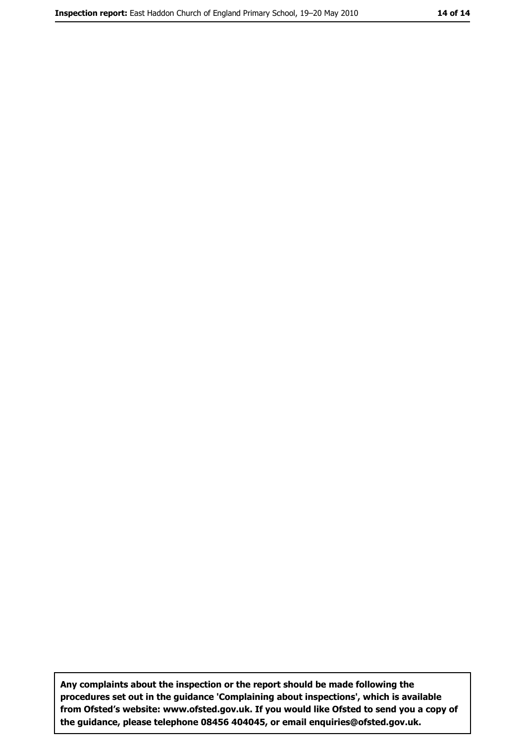**Any complaints about the inspection or the report should be made following the procedures set out in the guidance 'Complaining about inspections', which is available from Ofsted's website: www.ofsted.gov.uk. If you would like Ofsted to send you a copy of the guidance, please telephone 08456 404045, or email enquiries@ofsted.gov.uk.**